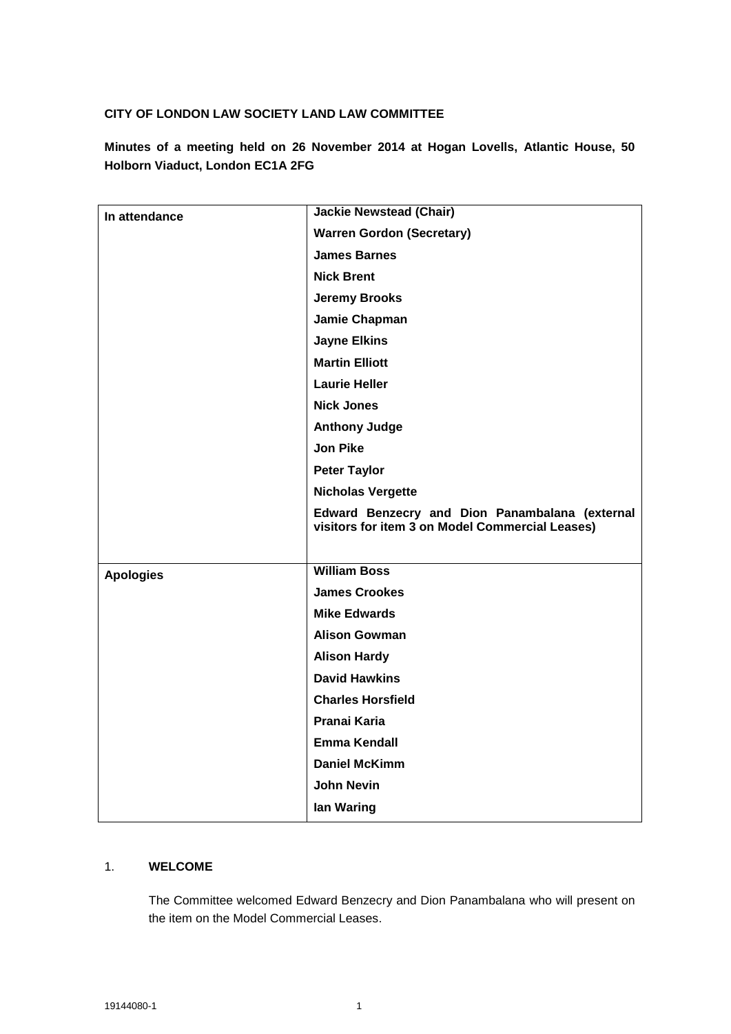**CITY OF LONDON LAW SOCIETY LAND LAW COMMITTEE**

**Minutes of a meeting held on 26 November 2014 at Hogan Lovells, Atlantic House, 50 Holborn Viaduct, London EC1A 2FG**

| | |
|---|---|
| **In attendance** | **Jackie Newstead (Chair)** |
| | **Warren Gordon (Secretary)** |
| | **James Barnes** |
| | **Nick Brent** |
| | **Jeremy Brooks** |
| | **Jamie Chapman** |
| | **Jayne Elkins** |
| | **Martin Elliott** |
| | **Laurie Heller** |
| | **Nick Jones** |
| | **Anthony Judge** |
| | **Jon Pike** |
| | **Peter Taylor** |
| | **Nicholas Vergette** |
| | **Edward Benzecry and Dion Panambalana (external visitors for item 3 on Model Commercial Leases)** |
| **Apologies** | **William Boss** |
| | **James Crookes** |
| | **Mike Edwards** |
| | **Alison Gowman** |
| | **Alison Hardy** |
| | **David Hawkins** |
| | **Charles Horsfield** |
| | **Pranai Karia** |
| | **Emma Kendall** |
| | **Daniel McKimm** |
| | **John Nevin** |
| | **Ian Waring** |

1. **WELCOME**

The Committee welcomed Edward Benzecry and Dion Panambalana who will present on the item on the Model Commercial Leases.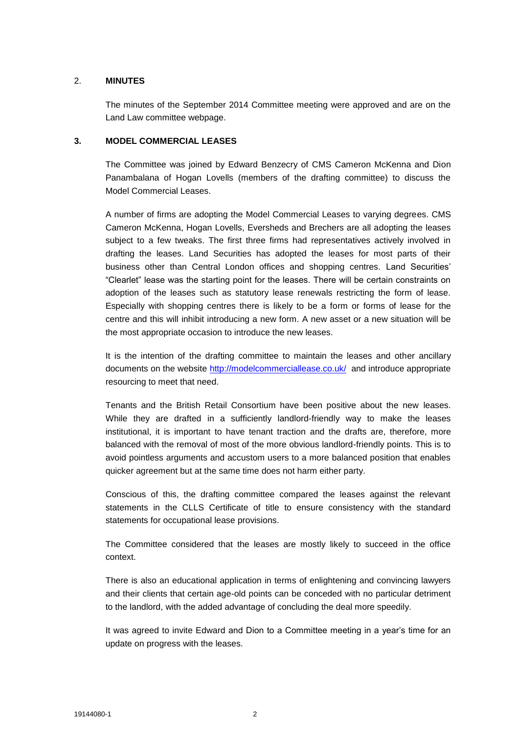## 2. MINUTES

The minutes of the September 2014 Committee meeting were approved and are on the Land Law committee webpage.

## 3. MODEL COMMERCIAL LEASES

The Committee was joined by Edward Benzecry of CMS Cameron McKenna and Dion Panambalana of Hogan Lovells (members of the drafting committee) to discuss the Model Commercial Leases.

A number of firms are adopting the Model Commercial Leases to varying degrees. CMS Cameron McKenna, Hogan Lovells, Eversheds and Brechers are all adopting the leases subject to a few tweaks. The first three firms had representatives actively involved in drafting the leases. Land Securities has adopted the leases for most parts of their business other than Central London offices and shopping centres. Land Securities' "Clearlet" lease was the starting point for the leases. There will be certain constraints on adoption of the leases such as statutory lease renewals restricting the form of lease. Especially with shopping centres there is likely to be a form or forms of lease for the centre and this will inhibit introducing a new form. A new asset or a new situation will be the most appropriate occasion to introduce the new leases.

It is the intention of the drafting committee to maintain the leases and other ancillary documents on the website [http://modelcommerciallease.co.uk/](http://modelcommerciallease.co.uk/) and introduce appropriate resourcing to meet that need.

Tenants and the British Retail Consortium have been positive about the new leases. While they are drafted in a sufficiently landlord-friendly way to make the leases institutional, it is important to have tenant traction and the drafts are, therefore, more balanced with the removal of most of the more obvious landlord-friendly points. This is to avoid pointless arguments and accustom users to a more balanced position that enables quicker agreement but at the same time does not harm either party.

Conscious of this, the drafting committee compared the leases against the relevant statements in the CLLS Certificate of title to ensure consistency with the standard statements for occupational lease provisions.

The Committee considered that the leases are mostly likely to succeed in the office context.

There is also an educational application in terms of enlightening and convincing lawyers and their clients that certain age-old points can be conceded with no particular detriment to the landlord, with the added advantage of concluding the deal more speedily.

It was agreed to invite Edward and Dion to a Committee meeting in a year's time for an update on progress with the leases.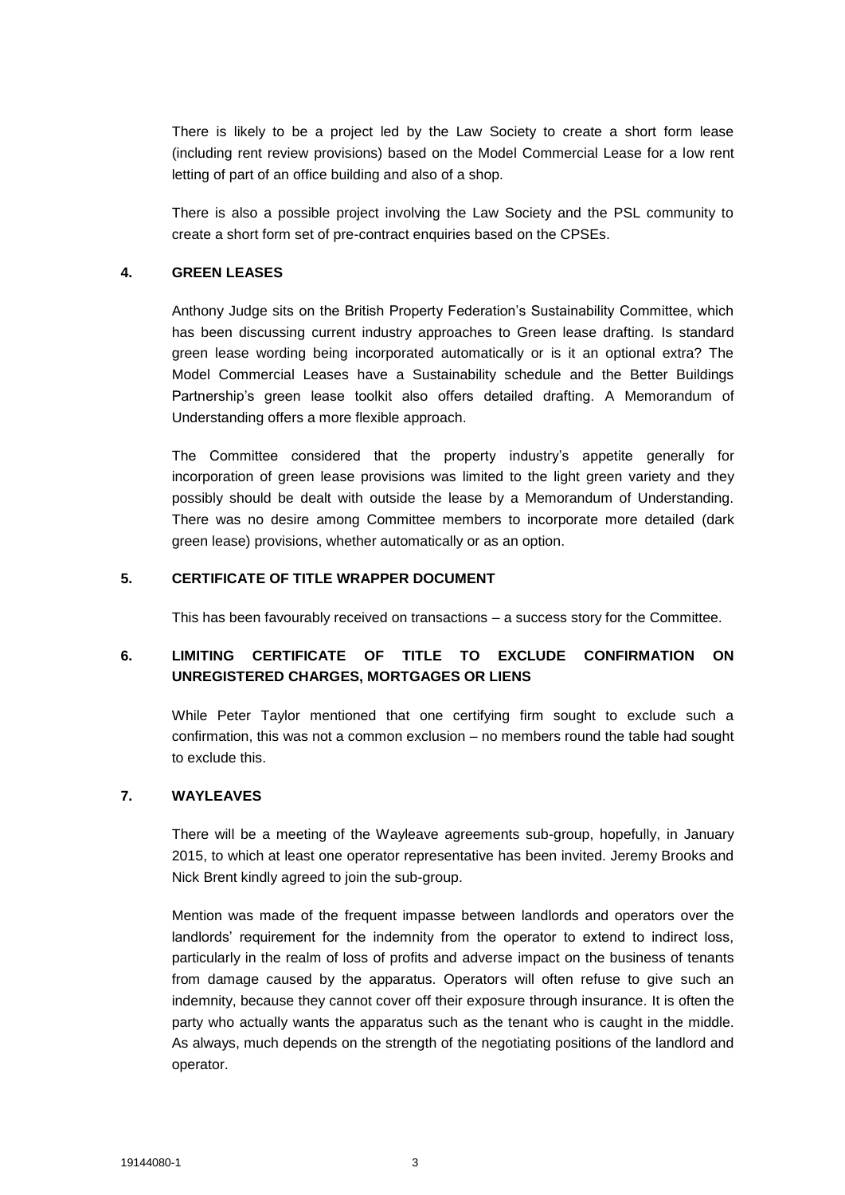There is likely to be a project led by the Law Society to create a short form lease (including rent review provisions) based on the Model Commercial Lease for a low rent letting of part of an office building and also of a shop.

There is also a possible project involving the Law Society and the PSL community to create a short form set of pre-contract enquiries based on the CPSEs.

## 4. GREEN LEASES

Anthony Judge sits on the British Property Federation's Sustainability Committee, which has been discussing current industry approaches to Green lease drafting. Is standard green lease wording being incorporated automatically or is it an optional extra? The Model Commercial Leases have a Sustainability schedule and the Better Buildings Partnership's green lease toolkit also offers detailed drafting. A Memorandum of Understanding offers a more flexible approach.

The Committee considered that the property industry's appetite generally for incorporation of green lease provisions was limited to the light green variety and they possibly should be dealt with outside the lease by a Memorandum of Understanding. There was no desire among Committee members to incorporate more detailed (dark green lease) provisions, whether automatically or as an option.

## 5. CERTIFICATE OF TITLE WRAPPER DOCUMENT

This has been favourably received on transactions – a success story for the Committee.

## 6. LIMITING CERTIFICATE OF TITLE TO EXCLUDE CONFIRMATION ON UNREGISTERED CHARGES, MORTGAGES OR LIENS

While Peter Taylor mentioned that one certifying firm sought to exclude such a confirmation, this was not a common exclusion – no members round the table had sought to exclude this.

## 7. WAYLEAVES

There will be a meeting of the Wayleave agreements sub-group, hopefully, in January 2015, to which at least one operator representative has been invited. Jeremy Brooks and Nick Brent kindly agreed to join the sub-group.

Mention was made of the frequent impasse between landlords and operators over the landlords' requirement for the indemnity from the operator to extend to indirect loss, particularly in the realm of loss of profits and adverse impact on the business of tenants from damage caused by the apparatus. Operators will often refuse to give such an indemnity, because they cannot cover off their exposure through insurance. It is often the party who actually wants the apparatus such as the tenant who is caught in the middle. As always, much depends on the strength of the negotiating positions of the landlord and operator.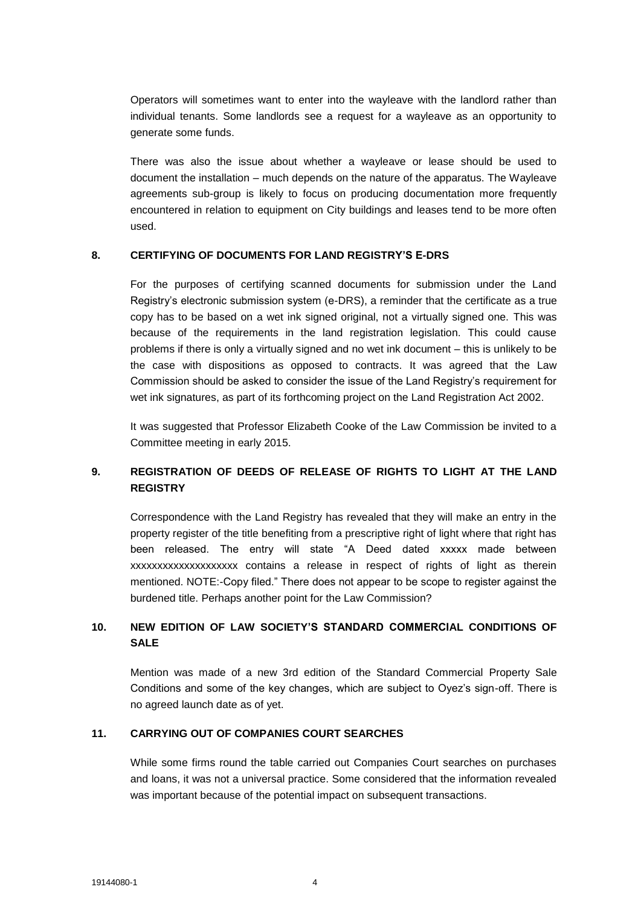Operators will sometimes want to enter into the wayleave with the landlord rather than individual tenants. Some landlords see a request for a wayleave as an opportunity to generate some funds.

There was also the issue about whether a wayleave or lease should be used to document the installation – much depends on the nature of the apparatus. The Wayleave agreements sub-group is likely to focus on producing documentation more frequently encountered in relation to equipment on City buildings and leases tend to be more often used.

## 8. CERTIFYING OF DOCUMENTS FOR LAND REGISTRY'S E-DRS

For the purposes of certifying scanned documents for submission under the Land Registry's electronic submission system (e-DRS), a reminder that the certificate as a true copy has to be based on a wet ink signed original, not a virtually signed one. This was because of the requirements in the land registration legislation. This could cause problems if there is only a virtually signed and no wet ink document – this is unlikely to be the case with dispositions as opposed to contracts. It was agreed that the Law Commission should be asked to consider the issue of the Land Registry's requirement for wet ink signatures, as part of its forthcoming project on the Land Registration Act 2002.

It was suggested that Professor Elizabeth Cooke of the Law Commission be invited to a Committee meeting in early 2015.

## 9. REGISTRATION OF DEEDS OF RELEASE OF RIGHTS TO LIGHT AT THE LAND REGISTRY

Correspondence with the Land Registry has revealed that they will make an entry in the property register of the title benefiting from a prescriptive right of light where that right has been released. The entry will state "A Deed dated xxxxx made between xxxxxxxxxxxxxxxxxxxx contains a release in respect of rights of light as therein mentioned. NOTE:-Copy filed." There does not appear to be scope to register against the burdened title. Perhaps another point for the Law Commission?

## 10. NEW EDITION OF LAW SOCIETY'S STANDARD COMMERCIAL CONDITIONS OF SALE

Mention was made of a new 3rd edition of the Standard Commercial Property Sale Conditions and some of the key changes, which are subject to Oyez's sign-off. There is no agreed launch date as of yet.

## 11. CARRYING OUT OF COMPANIES COURT SEARCHES

While some firms round the table carried out Companies Court searches on purchases and loans, it was not a universal practice. Some considered that the information revealed was important because of the potential impact on subsequent transactions.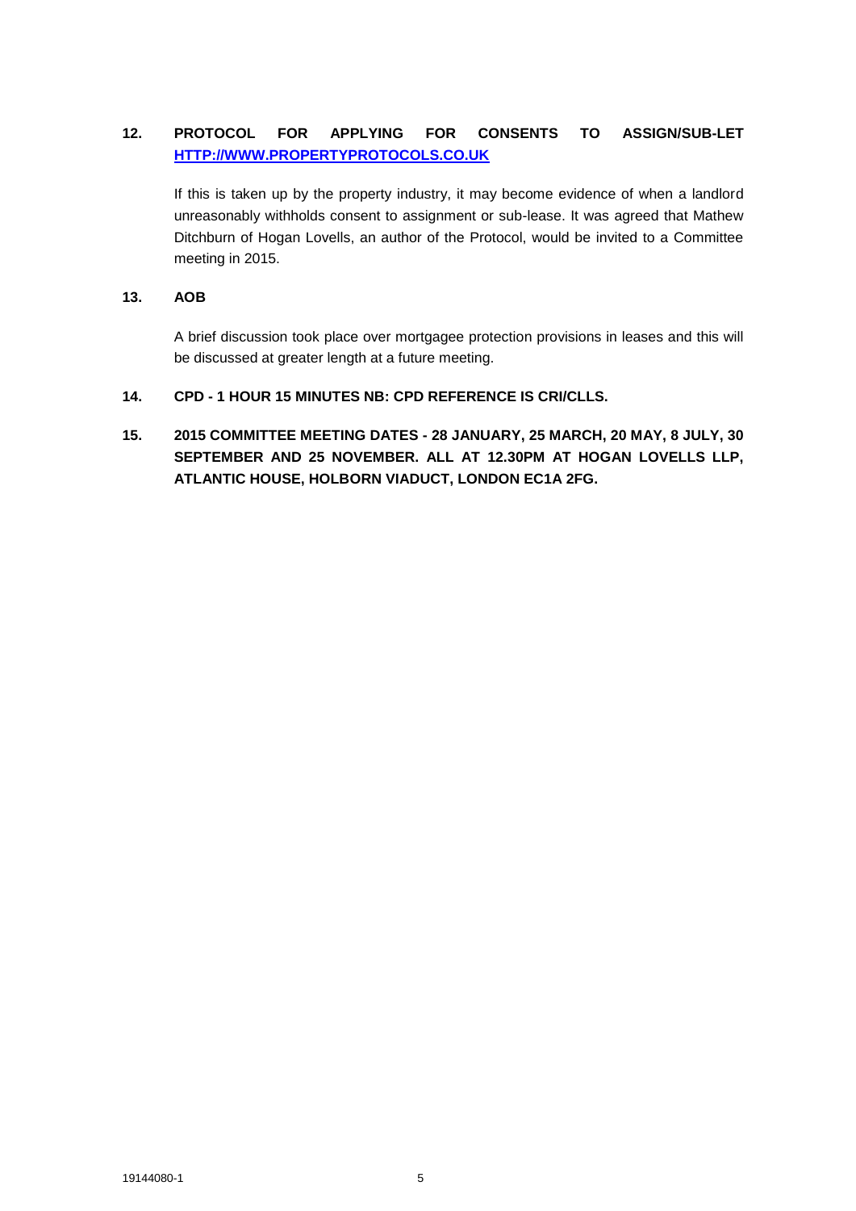**12. PROTOCOL FOR APPLYING FOR CONSENTS TO ASSIGN/SUB-LET [HTTP://WWW.PROPERTYPROTOCOLS.CO.UK](http://www.propertyprotocols.co.uk)**

If this is taken up by the property industry, it may become evidence of when a landlord unreasonably withholds consent to assignment or sub-lease. It was agreed that Mathew Ditchburn of Hogan Lovells, an author of the Protocol, would be invited to a Committee meeting in 2015.

**13. AOB**

A brief discussion took place over mortgagee protection provisions in leases and this will be discussed at greater length at a future meeting.

**14. CPD - 1 HOUR 15 MINUTES NB: CPD REFERENCE IS CRI/CLLS.**

**15. 2015 COMMITTEE MEETING DATES - 28 JANUARY, 25 MARCH, 20 MAY, 8 JULY, 30 SEPTEMBER AND 25 NOVEMBER. ALL AT 12.30PM AT HOGAN LOVELLS LLP, ATLANTIC HOUSE, HOLBORN VIADUCT, LONDON EC1A 2FG.**

19144080-1